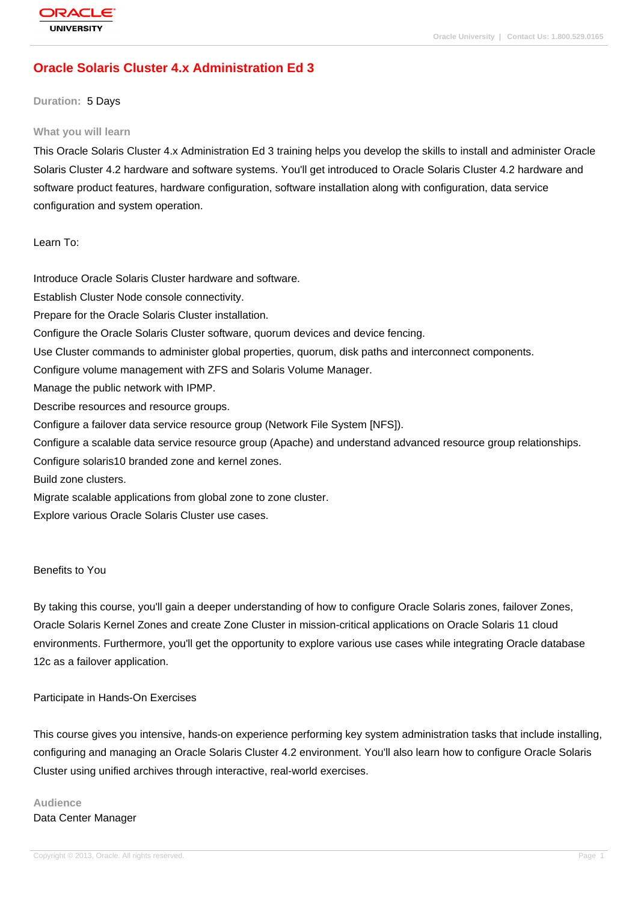# Oracle Solaris Cluster 4.x Administration Ed 3

**Duration:** 5 Days

## What you will learn

This Oracle Solaris Cluster 4.x Administration Ed 3 training helps you develop the skills to install and administer Oracle Solaris Cluster 4.2 hardware and software systems. You'll get introduced to Oracle Solaris Cluster 4.2 hardware and software product features, hardware configuration, software installation along with configuration, data service configuration and system operation.

Learn To:

Introduce Oracle Solaris Cluster hardware and software.
Establish Cluster Node console connectivity.
Prepare for the Oracle Solaris Cluster installation.
Configure the Oracle Solaris Cluster software, quorum devices and device fencing.
Use Cluster commands to administer global properties, quorum, disk paths and interconnect components.
Configure volume management with ZFS and Solaris Volume Manager.
Manage the public network with IPMP.
Describe resources and resource groups.
Configure a failover data service resource group (Network File System [NFS]).
Configure a scalable data service resource group (Apache) and understand advanced resource group relationships.
Configure solaris10 branded zone and kernel zones.
Build zone clusters.
Migrate scalable applications from global zone to zone cluster.
Explore various Oracle Solaris Cluster use cases.

Benefits to You

By taking this course, you'll gain a deeper understanding of how to configure Oracle Solaris zones, failover Zones, Oracle Solaris Kernel Zones and create Zone Cluster in mission-critical applications on Oracle Solaris 11 cloud environments. Furthermore, you'll get the opportunity to explore various use cases while integrating Oracle database 12c as a failover application.

Participate in Hands-On Exercises

This course gives you intensive, hands-on experience performing key system administration tasks that include installing, configuring and managing an Oracle Solaris Cluster 4.2 environment. You'll also learn how to configure Oracle Solaris Cluster using unified archives through interactive, real-world exercises.

## Audience

Data Center Manager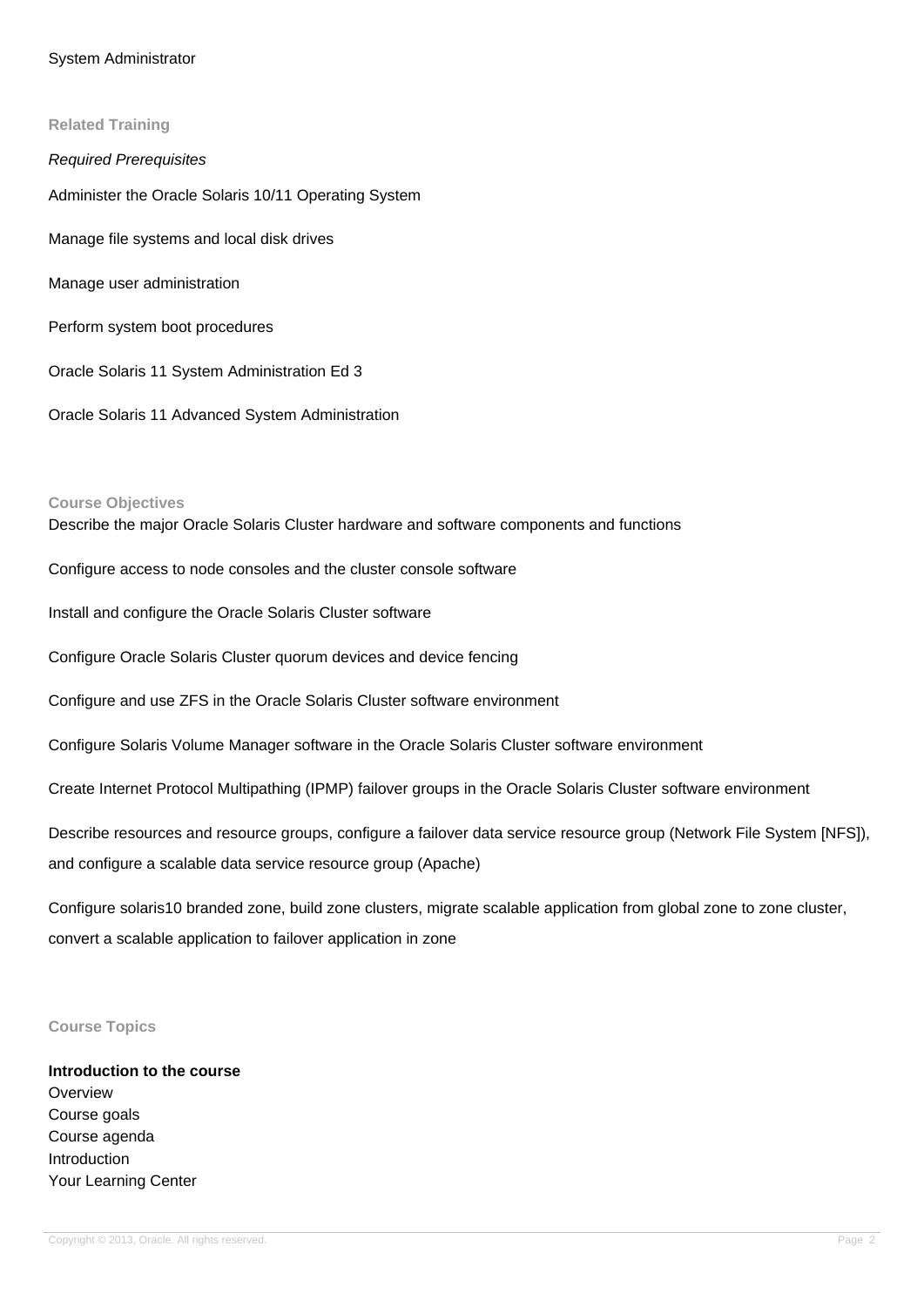System Administrator

## Related Training

*Required Prerequisites*

Administer the Oracle Solaris 10/11 Operating System

Manage file systems and local disk drives

Manage user administration

Perform system boot procedures

Oracle Solaris 11 System Administration Ed 3

Oracle Solaris 11 Advanced System Administration

## Course Objectives

Describe the major Oracle Solaris Cluster hardware and software components and functions

Configure access to node consoles and the cluster console software

Install and configure the Oracle Solaris Cluster software

Configure Oracle Solaris Cluster quorum devices and device fencing

Configure and use ZFS in the Oracle Solaris Cluster software environment

Configure Solaris Volume Manager software in the Oracle Solaris Cluster software environment

Create Internet Protocol Multipathing (IPMP) failover groups in the Oracle Solaris Cluster software environment

Describe resources and resource groups, configure a failover data service resource group (Network File System [NFS]), and configure a scalable data service resource group (Apache)

Configure solaris10 branded zone, build zone clusters, migrate scalable application from global zone to zone cluster, convert a scalable application to failover application in zone

## Course Topics

**Introduction to the course**
Overview
Course goals
Course agenda
Introduction
Your Learning Center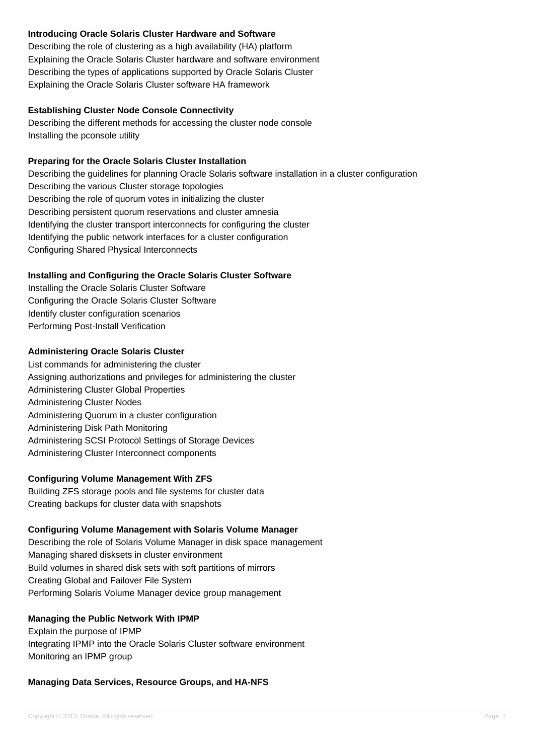**Introducing Oracle Solaris Cluster Hardware and Software**

Describing the role of clustering as a high availability (HA) platform
Explaining the Oracle Solaris Cluster hardware and software environment
Describing the types of applications supported by Oracle Solaris Cluster
Explaining the Oracle Solaris Cluster software HA framework

**Establishing Cluster Node Console Connectivity**

Describing the different methods for accessing the cluster node console
Installing the pconsole utility

**Preparing for the Oracle Solaris Cluster Installation**

Describing the guidelines for planning Oracle Solaris software installation in a cluster configuration
Describing the various Cluster storage topologies
Describing the role of quorum votes in initializing the cluster
Describing persistent quorum reservations and cluster amnesia
Identifying the cluster transport interconnects for configuring the cluster
Identifying the public network interfaces for a cluster configuration
Configuring Shared Physical Interconnects

**Installing and Configuring the Oracle Solaris Cluster Software**

Installing the Oracle Solaris Cluster Software
Configuring the Oracle Solaris Cluster Software
Identify cluster configuration scenarios
Performing Post-Install Verification

**Administering Oracle Solaris Cluster**

List commands for administering the cluster
Assigning authorizations and privileges for administering the cluster
Administering Cluster Global Properties
Administering Cluster Nodes
Administering Quorum in a cluster configuration
Administering Disk Path Monitoring
Administering SCSI Protocol Settings of Storage Devices
Administering Cluster Interconnect components

**Configuring Volume Management With ZFS**

Building ZFS storage pools and file systems for cluster data
Creating backups for cluster data with snapshots

**Configuring Volume Management with Solaris Volume Manager**

Describing the role of Solaris Volume Manager in disk space management
Managing shared disksets in cluster environment
Build volumes in shared disk sets with soft partitions of mirrors
Creating Global and Failover File System
Performing Solaris Volume Manager device group management

**Managing the Public Network With IPMP**

Explain the purpose of IPMP
Integrating IPMP into the Oracle Solaris Cluster software environment
Monitoring an IPMP group

**Managing Data Services, Resource Groups, and HA-NFS**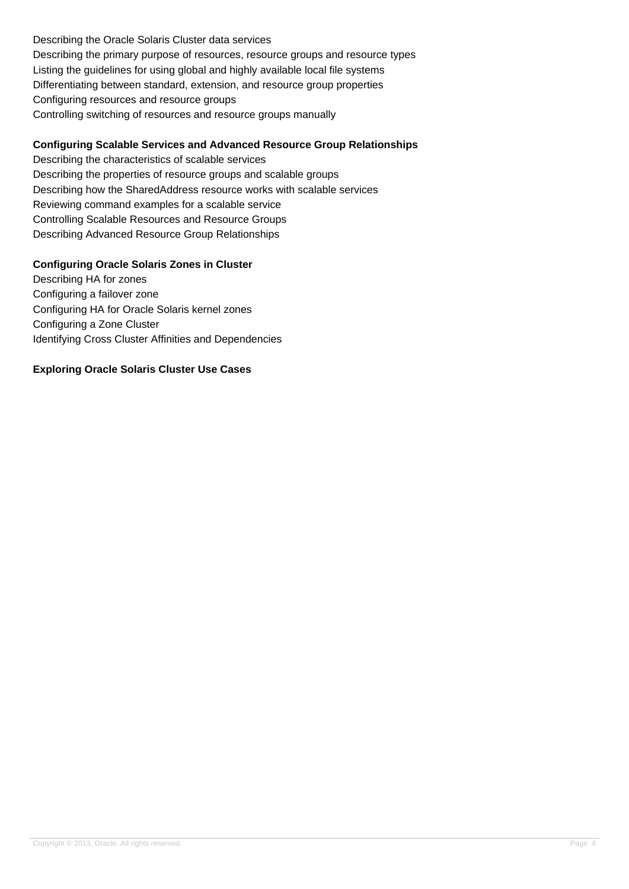Describing the Oracle Solaris Cluster data services
Describing the primary purpose of resources, resource groups and resource types
Listing the guidelines for using global and highly available local file systems
Differentiating between standard, extension, and resource group properties
Configuring resources and resource groups
Controlling switching of resources and resource groups manually

**Configuring Scalable Services and Advanced Resource Group Relationships**

Describing the characteristics of scalable services
Describing the properties of resource groups and scalable groups
Describing how the SharedAddress resource works with scalable services
Reviewing command examples for a scalable service
Controlling Scalable Resources and Resource Groups
Describing Advanced Resource Group Relationships

**Configuring Oracle Solaris Zones in Cluster**

Describing HA for zones
Configuring a failover zone
Configuring HA for Oracle Solaris kernel zones
Configuring a Zone Cluster
Identifying Cross Cluster Affinities and Dependencies

**Exploring Oracle Solaris Cluster Use Cases**